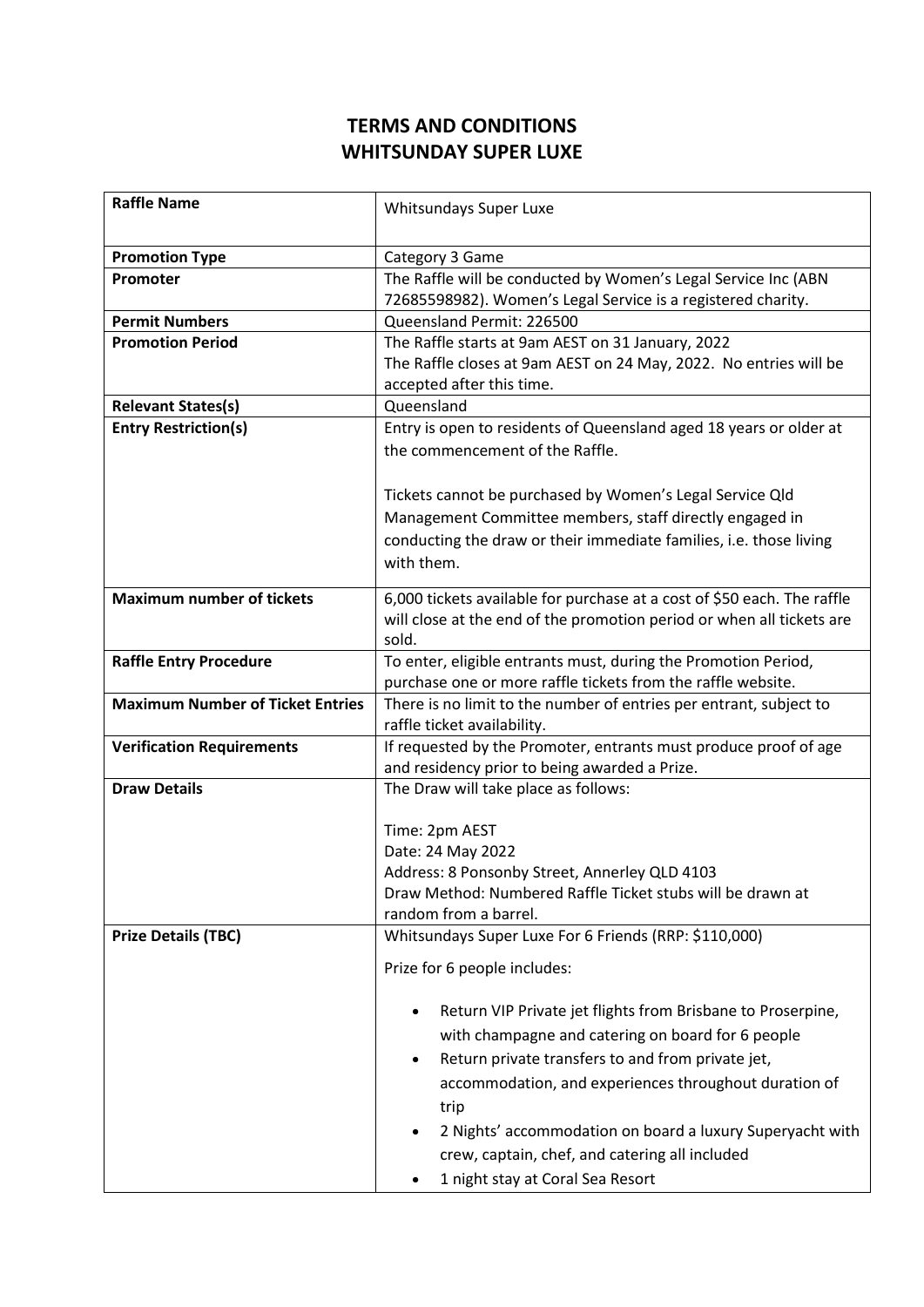# TERMS AND CONDITIONS
# WHITSUNDAY SUPER LUXE

| | |
|---|---|
| **Raffle Name** | Whitsundays Super Luxe |
| **Promotion Type** | Category 3 Game |
| **Promoter** | The Raffle will be conducted by Women's Legal Service Inc (ABN 72685598982). Women's Legal Service is a registered charity. |
| **Permit Numbers** | Queensland Permit: 226500 |
| **Promotion Period** | The Raffle starts at 9am AEST on 31 January, 2022<br>The Raffle closes at 9am AEST on 24 May, 2022. No entries will be accepted after this time. |
| **Relevant States(s)** | Queensland |
| **Entry Restriction(s)** | Entry is open to residents of Queensland aged 18 years or older at the commencement of the Raffle.<br><br>Tickets cannot be purchased by Women's Legal Service Qld Management Committee members, staff directly engaged in conducting the draw or their immediate families, i.e. those living with them. |
| **Maximum number of tickets** | 6,000 tickets available for purchase at a cost of $50 each. The raffle will close at the end of the promotion period or when all tickets are sold. |
| **Raffle Entry Procedure** | To enter, eligible entrants must, during the Promotion Period, purchase one or more raffle tickets from the raffle website. |
| **Maximum Number of Ticket Entries** | There is no limit to the number of entries per entrant, subject to raffle ticket availability. |
| **Verification Requirements** | If requested by the Promoter, entrants must produce proof of age and residency prior to being awarded a Prize. |
| **Draw Details** | The Draw will take place as follows:<br><br>Time: 2pm AEST<br>Date: 24 May 2022<br>Address: 8 Ponsonby Street, Annerley QLD 4103<br>Draw Method: Numbered Raffle Ticket stubs will be drawn at random from a barrel. |
| **Prize Details (TBC)** | Whitsundays Super Luxe For 6 Friends (RRP: $110,000)<br><br>Prize for 6 people includes:<br><br>• Return VIP Private jet flights from Brisbane to Proserpine, with champagne and catering on board for 6 people<br>• Return private transfers to and from private jet, accommodation, and experiences throughout duration of trip<br>• 2 Nights' accommodation on board a luxury Superyacht with crew, captain, chef, and catering all included<br>• 1 night stay at Coral Sea Resort |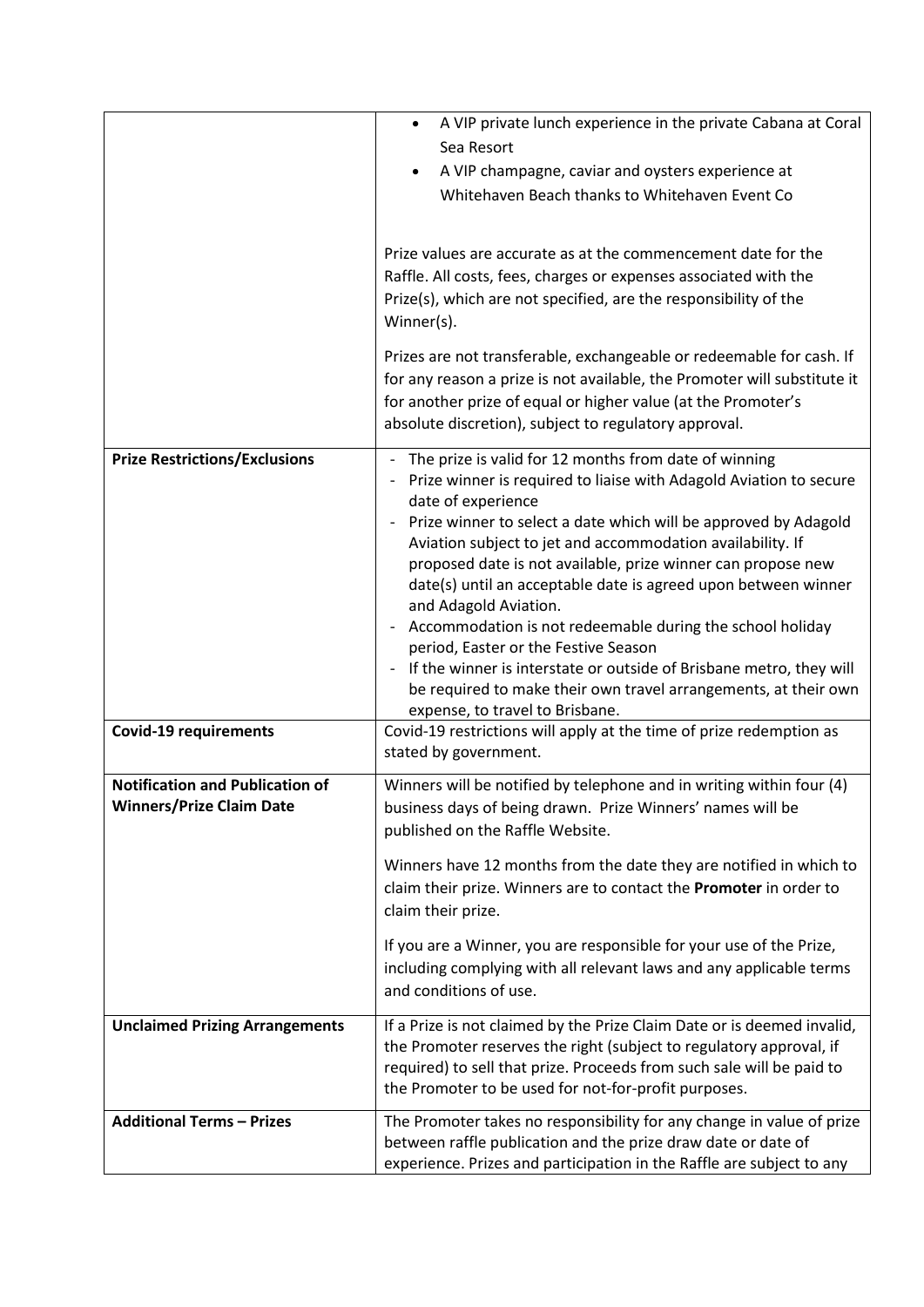| | |
|---|---|
| | • A VIP private lunch experience in the private Cabana at Coral Sea Resort<br>• A VIP champagne, caviar and oysters experience at Whitehaven Beach thanks to Whitehaven Event Co<br><br>Prize values are accurate as at the commencement date for the Raffle. All costs, fees, charges or expenses associated with the Prize(s), which are not specified, are the responsibility of the Winner(s).<br><br>Prizes are not transferable, exchangeable or redeemable for cash. If for any reason a prize is not available, the Promoter will substitute it for another prize of equal or higher value (at the Promoter's absolute discretion), subject to regulatory approval. |
| **Prize Restrictions/Exclusions** | - The prize is valid for 12 months from date of winning<br>- Prize winner is required to liaise with Adagold Aviation to secure date of experience<br>- Prize winner to select a date which will be approved by Adagold Aviation subject to jet and accommodation availability. If proposed date is not available, prize winner can propose new date(s) until an acceptable date is agreed upon between winner and Adagold Aviation.<br>- Accommodation is not redeemable during the school holiday period, Easter or the Festive Season<br>- If the winner is interstate or outside of Brisbane metro, they will be required to make their own travel arrangements, at their own expense, to travel to Brisbane. |
| **Covid-19 requirements** | Covid-19 restrictions will apply at the time of prize redemption as stated by government. |
| **Notification and Publication of Winners/Prize Claim Date** | Winners will be notified by telephone and in writing within four (4) business days of being drawn. Prize Winners' names will be published on the Raffle Website.<br><br>Winners have 12 months from the date they are notified in which to claim their prize. Winners are to contact the **Promoter** in order to claim their prize.<br><br>If you are a Winner, you are responsible for your use of the Prize, including complying with all relevant laws and any applicable terms and conditions of use. |
| **Unclaimed Prizing Arrangements** | If a Prize is not claimed by the Prize Claim Date or is deemed invalid, the Promoter reserves the right (subject to regulatory approval, if required) to sell that prize. Proceeds from such sale will be paid to the Promoter to be used for not-for-profit purposes. |
| **Additional Terms – Prizes** | The Promoter takes no responsibility for any change in value of prize between raffle publication and the prize draw date or date of experience. Prizes and participation in the Raffle are subject to any |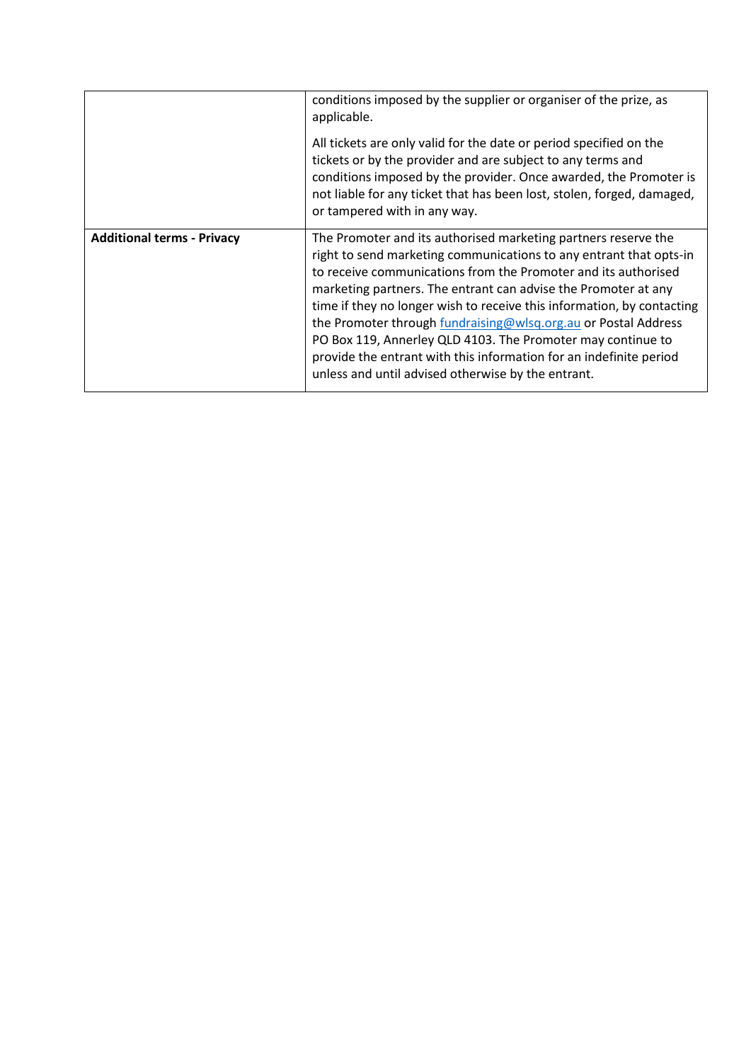| | |
|---|---|
| | conditions imposed by the supplier or organiser of the prize, as applicable.<br><br>All tickets are only valid for the date or period specified on the tickets or by the provider and are subject to any terms and conditions imposed by the provider. Once awarded, the Promoter is not liable for any ticket that has been lost, stolen, forged, damaged, or tampered with in any way. |
| **Additional terms - Privacy** | The Promoter and its authorised marketing partners reserve the right to send marketing communications to any entrant that opts-in to receive communications from the Promoter and its authorised marketing partners. The entrant can advise the Promoter at any time if they no longer wish to receive this information, by contacting the Promoter through fundraising@wlsq.org.au or Postal Address PO Box 119, Annerley QLD 4103. The Promoter may continue to provide the entrant with this information for an indefinite period unless and until advised otherwise by the entrant. |